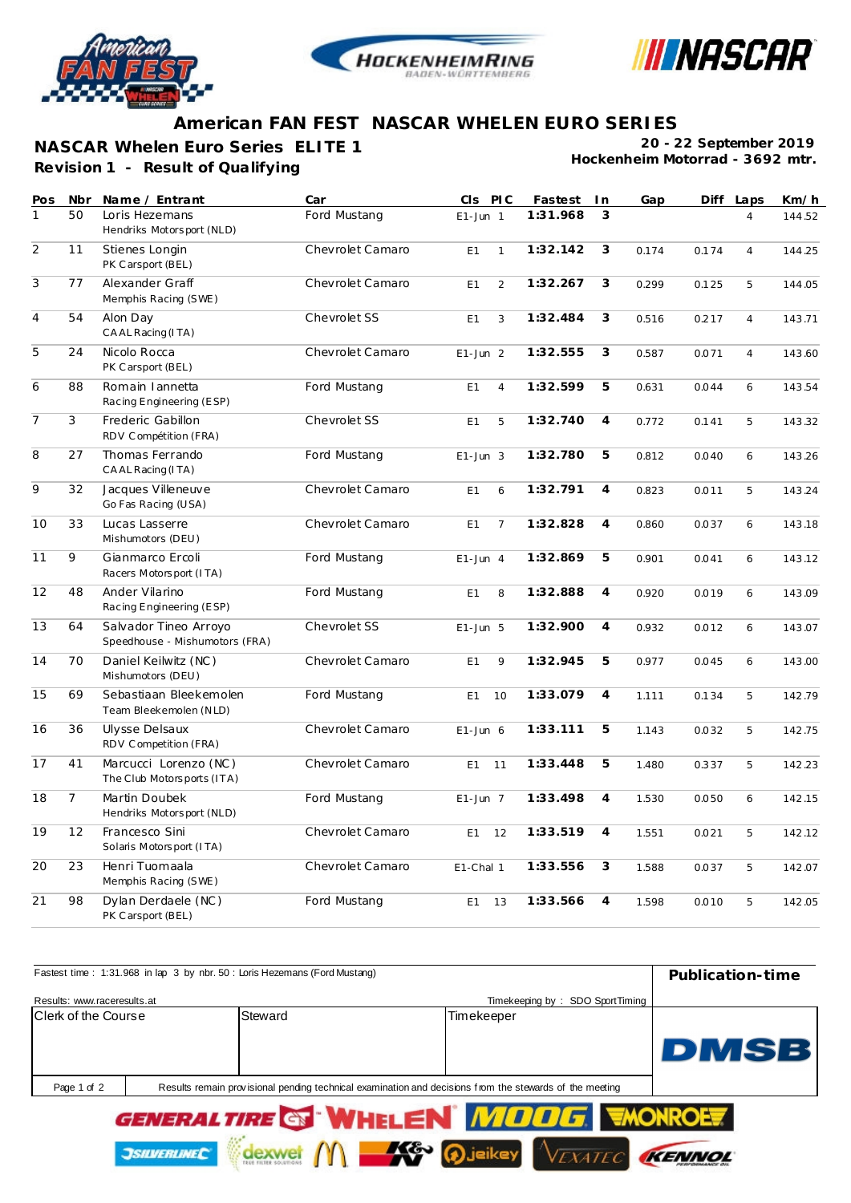# American FAN FEST NASCAR WHELEN EURO SERIES

## NASCAR Whelen Euro Series ELITE 1

**Revision 1 - Result of Qualifying**

**20 - 22 September 2019**
**Hockenheim Motorrad - 3692 mtr.**

| Pos | Nbr | Name / Entrant | Car | Cls | PIC | Fastest | In | Gap | Diff | Laps | Km/h |
|---|---|---|---|---|---|---|---|---|---|---|---|
| 1 | 50 | Loris Hezemans<br>Hendriks Motorsport (NLD) | Ford Mustang | E1-Jun | 1 | 1:31.968 | 3 | | | 4 | 144.52 |
| 2 | 11 | Stienes Longin<br>PK Carsport (BEL) | Chevrolet Camaro | E1 | 1 | 1:32.142 | 3 | 0.174 | 0.174 | 4 | 144.25 |
| 3 | 77 | Alexander Graff<br>Memphis Racing (SWE) | Chevrolet Camaro | E1 | 2 | 1:32.267 | 3 | 0.299 | 0.125 | 5 | 144.05 |
| 4 | 54 | Alon Day<br>CAAL Racing (ITA) | Chevrolet SS | E1 | 3 | 1:32.484 | 3 | 0.516 | 0.217 | 4 | 143.71 |
| 5 | 24 | Nicolo Rocca<br>PK Carsport (BEL) | Chevrolet Camaro | E1-Jun | 2 | 1:32.555 | 3 | 0.587 | 0.071 | 4 | 143.60 |
| 6 | 88 | Romain Iannetta<br>Racing Engineering (ESP) | Ford Mustang | E1 | 4 | 1:32.599 | 5 | 0.631 | 0.044 | 6 | 143.54 |
| 7 | 3 | Frederic Gabillon<br>RDV Compétition (FRA) | Chevrolet SS | E1 | 5 | 1:32.740 | 4 | 0.772 | 0.141 | 5 | 143.32 |
| 8 | 27 | Thomas Ferrando<br>CAAL Racing (ITA) | Ford Mustang | E1-Jun | 3 | 1:32.780 | 5 | 0.812 | 0.040 | 6 | 143.26 |
| 9 | 32 | Jacques Villeneuve<br>Go Fas Racing (USA) | Chevrolet Camaro | E1 | 6 | 1:32.791 | 4 | 0.823 | 0.011 | 5 | 143.24 |
| 10 | 33 | Lucas Lasserre<br>Mishumotors (DEU) | Chevrolet Camaro | E1 | 7 | 1:32.828 | 4 | 0.860 | 0.037 | 6 | 143.18 |
| 11 | 9 | Gianmarco Ercoli<br>Racers Motorsport (ITA) | Ford Mustang | E1-Jun | 4 | 1:32.869 | 5 | 0.901 | 0.041 | 6 | 143.12 |
| 12 | 48 | Ander Vilarino<br>Racing Engineering (ESP) | Ford Mustang | E1 | 8 | 1:32.888 | 4 | 0.920 | 0.019 | 6 | 143.09 |
| 13 | 64 | Salvador Tineo Arroyo<br>Speedhouse - Mishumotors (FRA) | Chevrolet SS | E1-Jun | 5 | 1:32.900 | 4 | 0.932 | 0.012 | 6 | 143.07 |
| 14 | 70 | Daniel Keilwitz (NC)<br>Mishumotors (DEU) | Chevrolet Camaro | E1 | 9 | 1:32.945 | 5 | 0.977 | 0.045 | 6 | 143.00 |
| 15 | 69 | Sebastiaan Bleekemolen<br>Team Bleekemolen (NLD) | Ford Mustang | E1 | 10 | 1:33.079 | 4 | 1.111 | 0.134 | 5 | 142.79 |
| 16 | 36 | Ulysse Delsaux<br>RDV Competition (FRA) | Chevrolet Camaro | E1-Jun | 6 | 1:33.111 | 5 | 1.143 | 0.032 | 5 | 142.75 |
| 17 | 41 | Marcucci Lorenzo (NC)<br>The Club Motorsports (ITA) | Chevrolet Camaro | E1 | 11 | 1:33.448 | 5 | 1.480 | 0.337 | 5 | 142.23 |
| 18 | 7 | Martin Doubek<br>Hendriks Motorsport (NLD) | Ford Mustang | E1-Jun | 7 | 1:33.498 | 4 | 1.530 | 0.050 | 6 | 142.15 |
| 19 | 12 | Francesco Sini<br>Solaris Motorsport (ITA) | Chevrolet Camaro | E1 | 12 | 1:33.519 | 4 | 1.551 | 0.021 | 5 | 142.12 |
| 20 | 23 | Henri Tuomaala<br>Memphis Racing (SWE) | Chevrolet Camaro | E1-Chal | 1 | 1:33.556 | 3 | 1.588 | 0.037 | 5 | 142.07 |
| 21 | 98 | Dylan Derdaele (NC)<br>PK Carsport (BEL) | Ford Mustang | E1 | 13 | 1:33.566 | 4 | 1.598 | 0.010 | 5 | 142.05 |

Fastest time : 1:31.968 in lap 3 by nbr. 50 : Loris Hezemans (Ford Mustang)

**Publication-time**

Results: www.raceresults.at

Timekeeping by : SDO SportTiming

| Clerk of the Course | Steward | Timekeeper |
|---|---|---|

Results remain provisional pending technical examination and decisions from the stewards of the meeting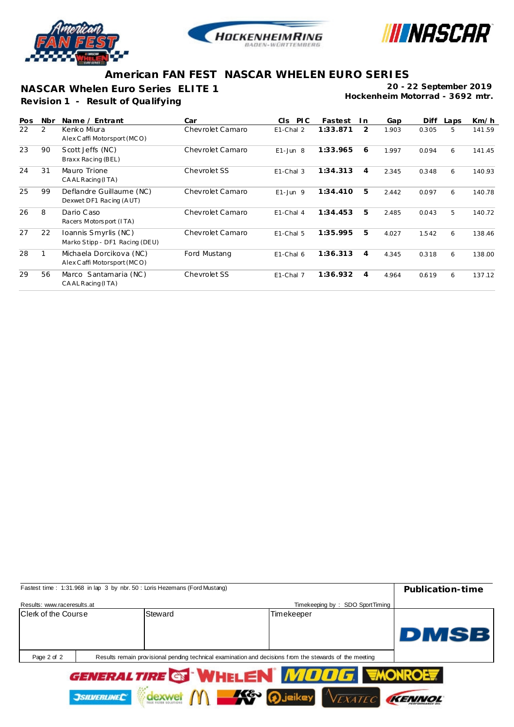# American FAN FEST NASCAR WHELEN EURO SERIES

## NASCAR Whelen Euro Series ELITE 1

**Revision 1 - Result of Qualifying**

**20 - 22 September 2019**
**Hockenheim Motorrad - 3692 mtr.**

| Pos | Nbr | Name / Entrant | Car | Cls PIC | Fastest | In | Gap | Diff | Laps | Km/h |
|---|---|---|---|---|---|---|---|---|---|---|
| 22 | 2 | Kenko Miura<br>Alex Caffi Motorsport (MCO) | Chevrolet Camaro | E1-Chal 2 | **1:33.871** | **2** | 1.903 | 0.305 | 5 | 141.59 |
| 23 | 90 | Scott Jeffs (NC)<br>Braxx Racing (BEL) | Chevrolet Camaro | E1-Jun 8 | **1:33.965** | **6** | 1.997 | 0.094 | 6 | 141.45 |
| 24 | 31 | Mauro Trione<br>CAAL Racing (ITA) | Chevrolet SS | E1-Chal 3 | **1:34.313** | **4** | 2.345 | 0.348 | 6 | 140.93 |
| 25 | 99 | Deflandre Guillaume (NC)<br>Dexwet DF1 Racing (AUT) | Chevrolet Camaro | E1-Jun 9 | **1:34.410** | **5** | 2.442 | 0.097 | 6 | 140.78 |
| 26 | 8 | Dario Caso<br>Racers Motorsport (ITA) | Chevrolet Camaro | E1-Chal 4 | **1:34.453** | **5** | 2.485 | 0.043 | 5 | 140.72 |
| 27 | 22 | Ioannis Smyrlis (NC)<br>Marko Stipp - DF1 Racing (DEU) | Chevrolet Camaro | E1-Chal 5 | **1:35.995** | **5** | 4.027 | 1.542 | 6 | 138.46 |
| 28 | 1 | Michaela Dorcikova (NC)<br>Alex Caffi Motorsport (MCO) | Ford Mustang | E1-Chal 6 | **1:36.313** | **4** | 4.345 | 0.318 | 6 | 138.00 |
| 29 | 56 | Marco Santamaria (NC)<br>CAAL Racing (ITA) | Chevrolet SS | E1-Chal 7 | **1:36.932** | **4** | 4.964 | 0.619 | 6 | 137.12 |

Fastest time : 1:31.968 in lap 3 by nbr. 50 : Loris Hezemans (Ford Mustang)

**Publication-time**

Results: www.raceresults.at

Timekeeping by : SDO SportTiming

| Clerk of the Course | Steward | Timekeeper |
|---|---|---|
| | | |

Results remain provisional pending technical examination and decisions from the stewards of the meeting